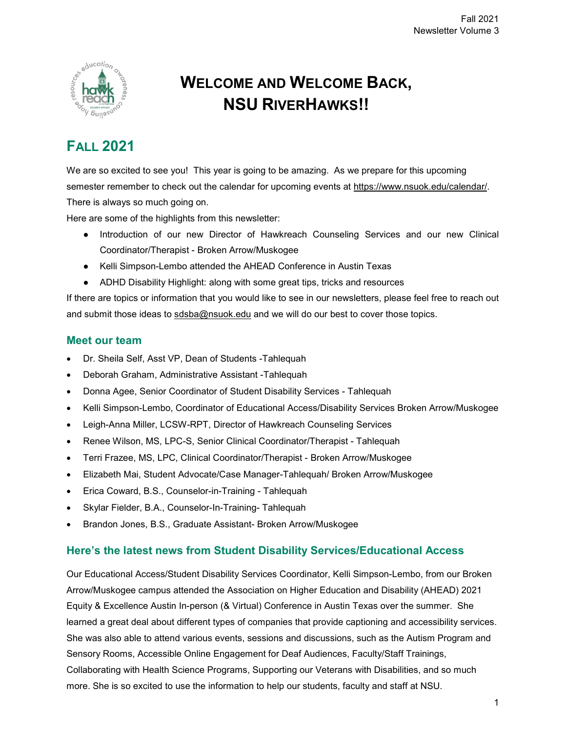# Welcome and Welcome Back, NSU RiverHawks!!

## Fall 2021

We are so excited to see you! This year is going to be amazing. As we prepare for this upcoming semester remember to check out the calendar for upcoming events at https://www.nsuok.edu/calendar/. There is always so much going on.

Here are some of the highlights from this newsletter:

- Introduction of our new Director of Hawkreach Counseling Services and our new Clinical Coordinator/Therapist - Broken Arrow/Muskogee
- Kelli Simpson-Lembo attended the AHEAD Conference in Austin Texas
- ADHD Disability Highlight: along with some great tips, tricks and resources

If there are topics or information that you would like to see in our newsletters, please feel free to reach out and submit those ideas to sdsba@nsuok.edu and we will do our best to cover those topics.

### Meet our team

- Dr. Sheila Self, Asst VP, Dean of Students -Tahlequah
- Deborah Graham, Administrative Assistant -Tahlequah
- Donna Agee, Senior Coordinator of Student Disability Services - Tahlequah
- Kelli Simpson-Lembo, Coordinator of Educational Access/Disability Services Broken Arrow/Muskogee
- Leigh-Anna Miller, LCSW-RPT, Director of Hawkreach Counseling Services
- Renee Wilson, MS, LPC-S, Senior Clinical Coordinator/Therapist - Tahlequah
- Terri Frazee, MS, LPC, Clinical Coordinator/Therapist - Broken Arrow/Muskogee
- Elizabeth Mai, Student Advocate/Case Manager-Tahlequah/ Broken Arrow/Muskogee
- Erica Coward, B.S., Counselor-in-Training - Tahlequah
- Skylar Fielder, B.A., Counselor-In-Training- Tahlequah
- Brandon Jones, B.S., Graduate Assistant- Broken Arrow/Muskogee

### Here's the latest news from Student Disability Services/Educational Access

Our Educational Access/Student Disability Services Coordinator, Kelli Simpson-Lembo, from our Broken Arrow/Muskogee campus attended the Association on Higher Education and Disability (AHEAD) 2021 Equity & Excellence Austin In-person (& Virtual) Conference in Austin Texas over the summer. She learned a great deal about different types of companies that provide captioning and accessibility services. She was also able to attend various events, sessions and discussions, such as the Autism Program and Sensory Rooms, Accessible Online Engagement for Deaf Audiences, Faculty/Staff Trainings, Collaborating with Health Science Programs, Supporting our Veterans with Disabilities, and so much more. She is so excited to use the information to help our students, faculty and staff at NSU.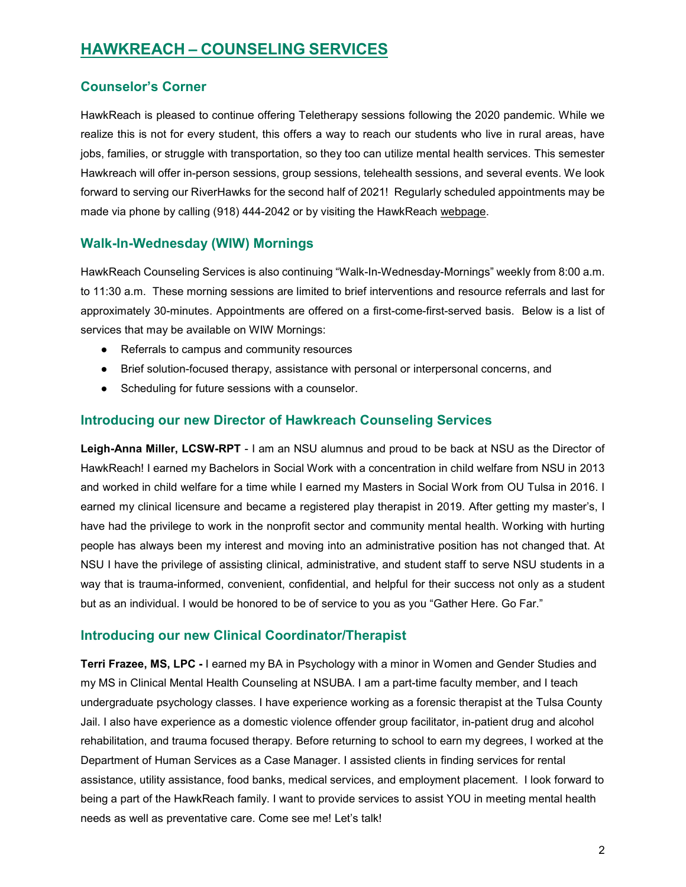# HAWKREACH – COUNSELING SERVICES

## Counselor's Corner

HawkReach is pleased to continue offering Teletherapy sessions following the 2020 pandemic. While we realize this is not for every student, this offers a way to reach our students who live in rural areas, have jobs, families, or struggle with transportation, so they too can utilize mental health services. This semester Hawkreach will offer in-person sessions, group sessions, telehealth sessions, and several events. We look forward to serving our RiverHawks for the second half of 2021! Regularly scheduled appointments may be made via phone by calling (918) 444-2042 or by visiting the HawkReach webpage.

## Walk-In-Wednesday (WIW) Mornings

HawkReach Counseling Services is also continuing "Walk-In-Wednesday-Mornings" weekly from 8:00 a.m. to 11:30 a.m. These morning sessions are limited to brief interventions and resource referrals and last for approximately 30-minutes. Appointments are offered on a first-come-first-served basis. Below is a list of services that may be available on WIW Mornings:

- Referrals to campus and community resources
- Brief solution-focused therapy, assistance with personal or interpersonal concerns, and
- Scheduling for future sessions with a counselor.

## Introducing our new Director of Hawkreach Counseling Services

**Leigh-Anna Miller, LCSW-RPT** - I am an NSU alumnus and proud to be back at NSU as the Director of HawkReach! I earned my Bachelors in Social Work with a concentration in child welfare from NSU in 2013 and worked in child welfare for a time while I earned my Masters in Social Work from OU Tulsa in 2016. I earned my clinical licensure and became a registered play therapist in 2019. After getting my master's, I have had the privilege to work in the nonprofit sector and community mental health. Working with hurting people has always been my interest and moving into an administrative position has not changed that. At NSU I have the privilege of assisting clinical, administrative, and student staff to serve NSU students in a way that is trauma-informed, convenient, confidential, and helpful for their success not only as a student but as an individual. I would be honored to be of service to you as you "Gather Here. Go Far."

## Introducing our new Clinical Coordinator/Therapist

**Terri Frazee, MS, LPC -** I earned my BA in Psychology with a minor in Women and Gender Studies and my MS in Clinical Mental Health Counseling at NSUBA. I am a part-time faculty member, and I teach undergraduate psychology classes. I have experience working as a forensic therapist at the Tulsa County Jail. I also have experience as a domestic violence offender group facilitator, in-patient drug and alcohol rehabilitation, and trauma focused therapy. Before returning to school to earn my degrees, I worked at the Department of Human Services as a Case Manager. I assisted clients in finding services for rental assistance, utility assistance, food banks, medical services, and employment placement. I look forward to being a part of the HawkReach family. I want to provide services to assist YOU in meeting mental health needs as well as preventative care. Come see me! Let's talk!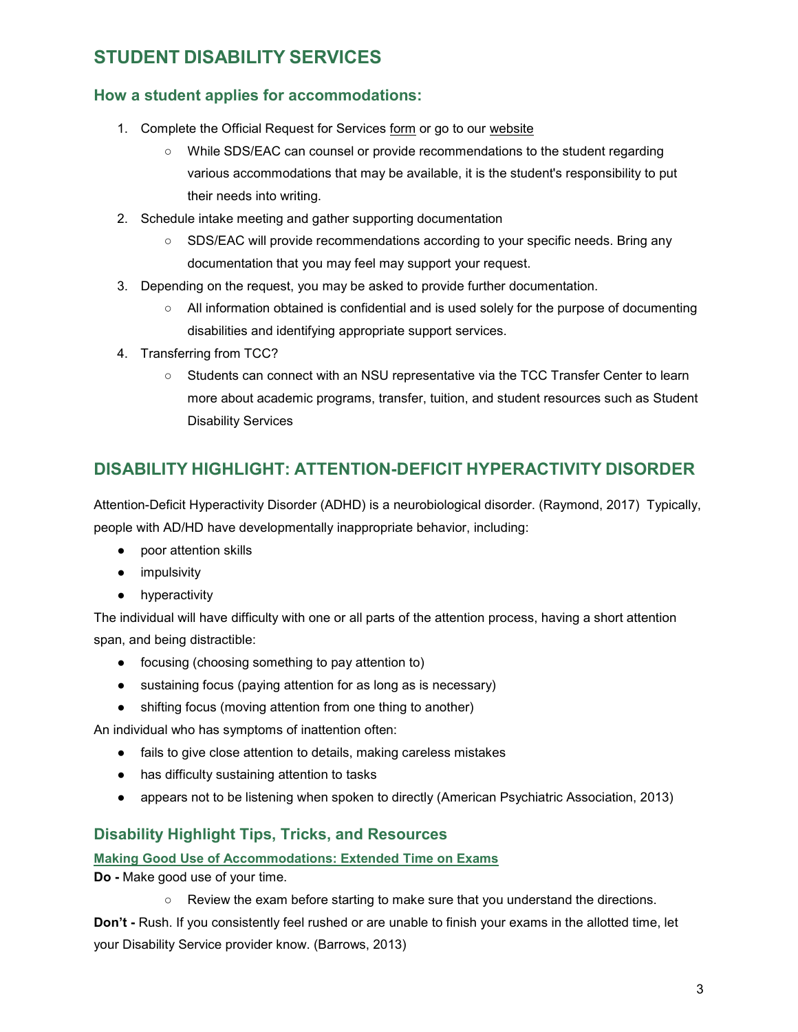# STUDENT DISABILITY SERVICES

## How a student applies for accommodations:

1. Complete the Official Request for Services form or go to our website
   - While SDS/EAC can counsel or provide recommendations to the student regarding various accommodations that may be available, it is the student's responsibility to put their needs into writing.
2. Schedule intake meeting and gather supporting documentation
   - SDS/EAC will provide recommendations according to your specific needs. Bring any documentation that you may feel may support your request.
3. Depending on the request, you may be asked to provide further documentation.
   - All information obtained is confidential and is used solely for the purpose of documenting disabilities and identifying appropriate support services.
4. Transferring from TCC?
   - Students can connect with an NSU representative via the TCC Transfer Center to learn more about academic programs, transfer, tuition, and student resources such as Student Disability Services

# DISABILITY HIGHLIGHT: ATTENTION-DEFICIT HYPERACTIVITY DISORDER

Attention-Deficit Hyperactivity Disorder (ADHD) is a neurobiological disorder. (Raymond, 2017) Typically, people with AD/HD have developmentally inappropriate behavior, including:

- poor attention skills
- impulsivity
- hyperactivity

The individual will have difficulty with one or all parts of the attention process, having a short attention span, and being distractible:

- focusing (choosing something to pay attention to)
- sustaining focus (paying attention for as long as is necessary)
- shifting focus (moving attention from one thing to another)

An individual who has symptoms of inattention often:

- fails to give close attention to details, making careless mistakes
- has difficulty sustaining attention to tasks
- appears not to be listening when spoken to directly (American Psychiatric Association, 2013)

## Disability Highlight Tips, Tricks, and Resources

**Making Good Use of Accommodations: Extended Time on Exams**

**Do -** Make good use of your time.

- Review the exam before starting to make sure that you understand the directions.

**Don't -** Rush. If you consistently feel rushed or are unable to finish your exams in the allotted time, let your Disability Service provider know. (Barrows, 2013)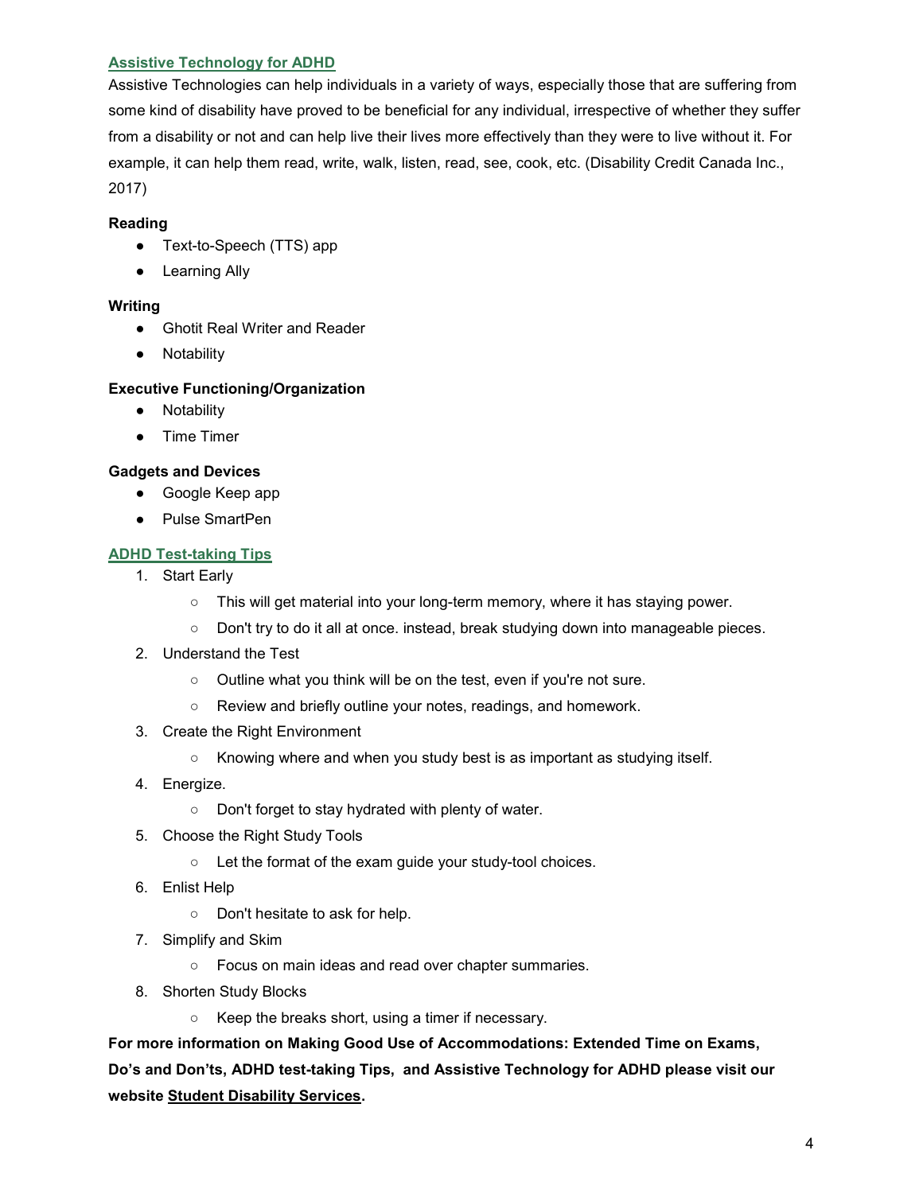## Assistive Technology for ADHD

Assistive Technologies can help individuals in a variety of ways, especially those that are suffering from some kind of disability have proved to be beneficial for any individual, irrespective of whether they suffer from a disability or not and can help live their lives more effectively than they were to live without it. For example, it can help them read, write, walk, listen, read, see, cook, etc. (Disability Credit Canada Inc., 2017)

**Reading**

- Text-to-Speech (TTS) app
- Learning Ally

**Writing**

- Ghotit Real Writer and Reader
- Notability

**Executive Functioning/Organization**

- Notability
- Time Timer

**Gadgets and Devices**

- Google Keep app
- Pulse SmartPen

## ADHD Test-taking Tips

1. Start Early
    - This will get material into your long-term memory, where it has staying power.
    - Don't try to do it all at once. instead, break studying down into manageable pieces.
2. Understand the Test
    - Outline what you think will be on the test, even if you're not sure.
    - Review and briefly outline your notes, readings, and homework.
3. Create the Right Environment
    - Knowing where and when you study best is as important as studying itself.
4. Energize.
    - Don't forget to stay hydrated with plenty of water.
5. Choose the Right Study Tools
    - Let the format of the exam guide your study-tool choices.
6. Enlist Help
    - Don't hesitate to ask for help.
7. Simplify and Skim
    - Focus on main ideas and read over chapter summaries.
8. Shorten Study Blocks
    - Keep the breaks short, using a timer if necessary.

**For more information on Making Good Use of Accommodations: Extended Time on Exams, Do's and Don'ts, ADHD test-taking Tips, and Assistive Technology for ADHD please visit our website Student Disability Services.**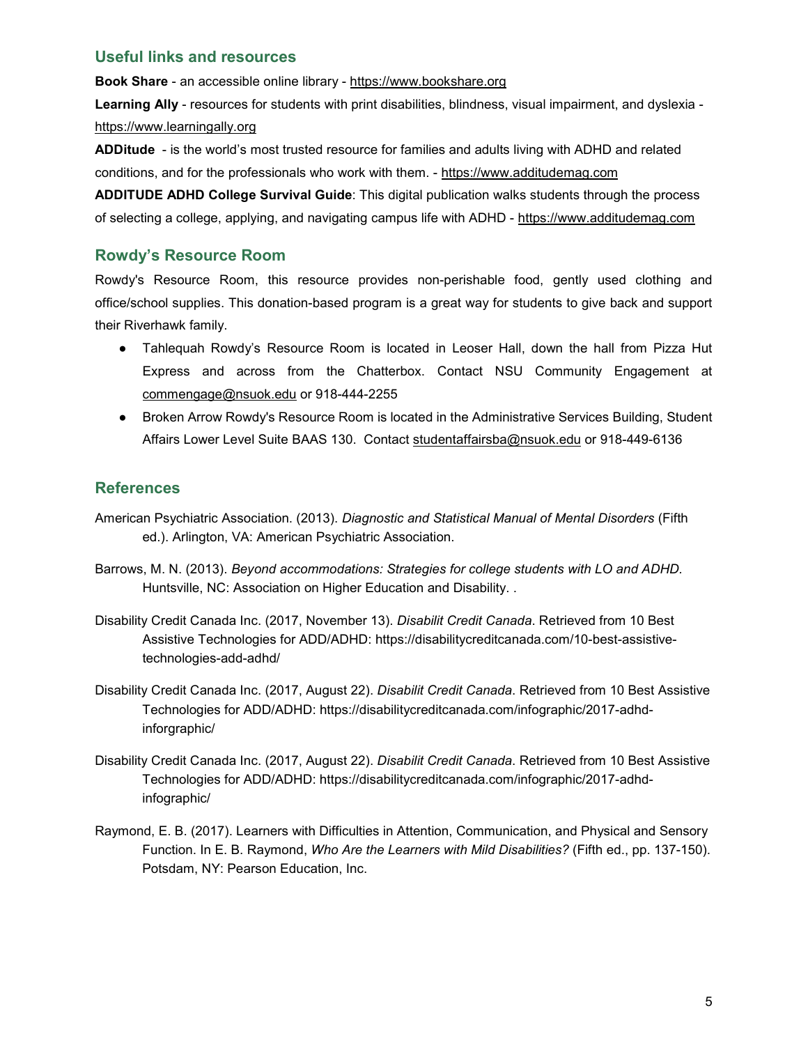## Useful links and resources

**Book Share** - an accessible online library - https://www.bookshare.org

**Learning Ally** - resources for students with print disabilities, blindness, visual impairment, and dyslexia - https://www.learningally.org

**ADDitude** - is the world's most trusted resource for families and adults living with ADHD and related conditions, and for the professionals who work with them. - https://www.additudemag.com

**ADDITUDE ADHD College Survival Guide**: This digital publication walks students through the process of selecting a college, applying, and navigating campus life with ADHD - https://www.additudemag.com

## Rowdy's Resource Room

Rowdy's Resource Room, this resource provides non-perishable food, gently used clothing and office/school supplies. This donation-based program is a great way for students to give back and support their Riverhawk family.

- Tahlequah Rowdy's Resource Room is located in Leoser Hall, down the hall from Pizza Hut Express and across from the Chatterbox. Contact NSU Community Engagement at commengage@nsuok.edu or 918-444-2255
- Broken Arrow Rowdy's Resource Room is located in the Administrative Services Building, Student Affairs Lower Level Suite BAAS 130. Contact studentaffairsba@nsuok.edu or 918-449-6136

## References

American Psychiatric Association. (2013). *Diagnostic and Statistical Manual of Mental Disorders* (Fifth ed.). Arlington, VA: American Psychiatric Association.

Barrows, M. N. (2013). *Beyond accommodations: Strategies for college students with LO and ADHD.* Huntsville, NC: Association on Higher Education and Disability. .

Disability Credit Canada Inc. (2017, November 13). *Disabilit Credit Canada*. Retrieved from 10 Best Assistive Technologies for ADD/ADHD: https://disabilitycreditcanada.com/10-best-assistive-technologies-add-adhd/

Disability Credit Canada Inc. (2017, August 22). *Disabilit Credit Canada*. Retrieved from 10 Best Assistive Technologies for ADD/ADHD: https://disabilitycreditcanada.com/infographic/2017-adhd-inforgraphic/

Disability Credit Canada Inc. (2017, August 22). *Disabilit Credit Canada*. Retrieved from 10 Best Assistive Technologies for ADD/ADHD: https://disabilitycreditcanada.com/infographic/2017-adhd-infographic/

Raymond, E. B. (2017). Learners with Difficulties in Attention, Communication, and Physical and Sensory Function. In E. B. Raymond, *Who Are the Learners with Mild Disabilities?* (Fifth ed., pp. 137-150). Potsdam, NY: Pearson Education, Inc.